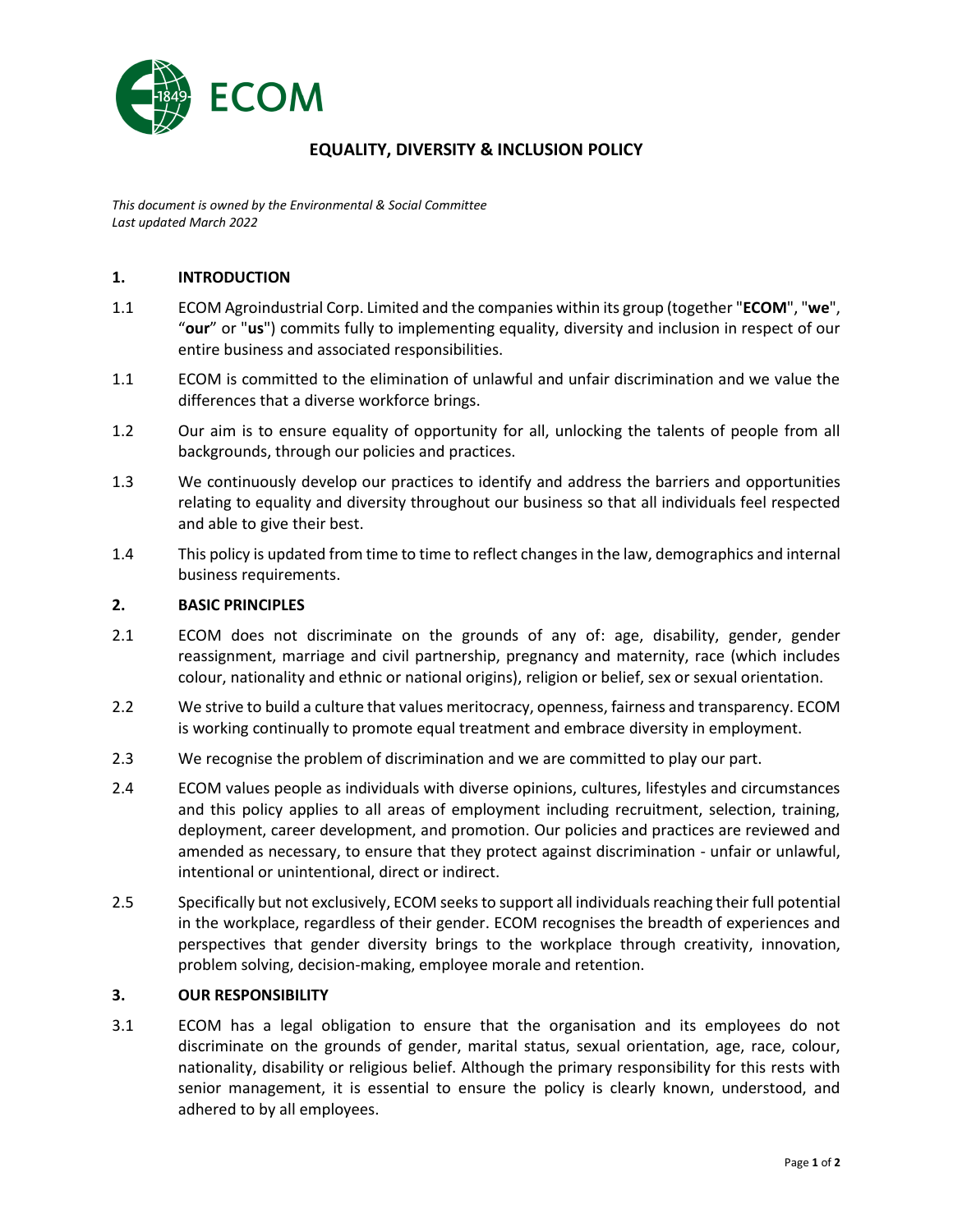ECOM

# EQUALITY, DIVERSITY & INCLUSION POLICY

*This document is owned by the Environmental & Social Committee*
*Last updated March 2022*

## 1. INTRODUCTION

1.1 ECOM Agroindustrial Corp. Limited and the companies within its group (together "**ECOM**", "**we**", "**our**" or "**us**") commits fully to implementing equality, diversity and inclusion in respect of our entire business and associated responsibilities.

1.1 ECOM is committed to the elimination of unlawful and unfair discrimination and we value the differences that a diverse workforce brings.

1.2 Our aim is to ensure equality of opportunity for all, unlocking the talents of people from all backgrounds, through our policies and practices.

1.3 We continuously develop our practices to identify and address the barriers and opportunities relating to equality and diversity throughout our business so that all individuals feel respected and able to give their best.

1.4 This policy is updated from time to time to reflect changes in the law, demographics and internal business requirements.

## 2. BASIC PRINCIPLES

2.1 ECOM does not discriminate on the grounds of any of: age, disability, gender, gender reassignment, marriage and civil partnership, pregnancy and maternity, race (which includes colour, nationality and ethnic or national origins), religion or belief, sex or sexual orientation.

2.2 We strive to build a culture that values meritocracy, openness, fairness and transparency. ECOM is working continually to promote equal treatment and embrace diversity in employment.

2.3 We recognise the problem of discrimination and we are committed to play our part.

2.4 ECOM values people as individuals with diverse opinions, cultures, lifestyles and circumstances and this policy applies to all areas of employment including recruitment, selection, training, deployment, career development, and promotion. Our policies and practices are reviewed and amended as necessary, to ensure that they protect against discrimination - unfair or unlawful, intentional or unintentional, direct or indirect.

2.5 Specifically but not exclusively, ECOM seeks to support all individuals reaching their full potential in the workplace, regardless of their gender. ECOM recognises the breadth of experiences and perspectives that gender diversity brings to the workplace through creativity, innovation, problem solving, decision-making, employee morale and retention.

## 3. OUR RESPONSIBILITY

3.1 ECOM has a legal obligation to ensure that the organisation and its employees do not discriminate on the grounds of gender, marital status, sexual orientation, age, race, colour, nationality, disability or religious belief. Although the primary responsibility for this rests with senior management, it is essential to ensure the policy is clearly known, understood, and adhered to by all employees.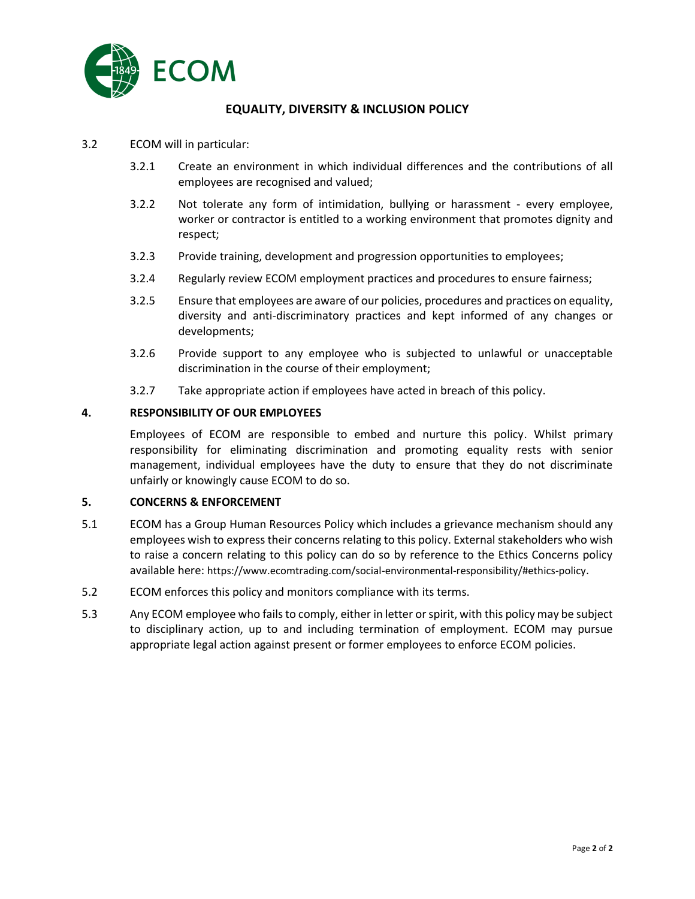3.2 ECOM will in particular:

3.2.1 Create an environment in which individual differences and the contributions of all employees are recognised and valued;

3.2.2 Not tolerate any form of intimidation, bullying or harassment - every employee, worker or contractor is entitled to a working environment that promotes dignity and respect;

3.2.3 Provide training, development and progression opportunities to employees;

3.2.4 Regularly review ECOM employment practices and procedures to ensure fairness;

3.2.5 Ensure that employees are aware of our policies, procedures and practices on equality, diversity and anti-discriminatory practices and kept informed of any changes or developments;

3.2.6 Provide support to any employee who is subjected to unlawful or unacceptable discrimination in the course of their employment;

3.2.7 Take appropriate action if employees have acted in breach of this policy.

## 4. RESPONSIBILITY OF OUR EMPLOYEES

Employees of ECOM are responsible to embed and nurture this policy. Whilst primary responsibility for eliminating discrimination and promoting equality rests with senior management, individual employees have the duty to ensure that they do not discriminate unfairly or knowingly cause ECOM to do so.

## 5. CONCERNS & ENFORCEMENT

5.1 ECOM has a Group Human Resources Policy which includes a grievance mechanism should any employees wish to express their concerns relating to this policy. External stakeholders who wish to raise a concern relating to this policy can do so by reference to the Ethics Concerns policy available here: https://www.ecomtrading.com/social-environmental-responsibility/#ethics-policy.

5.2 ECOM enforces this policy and monitors compliance with its terms.

5.3 Any ECOM employee who fails to comply, either in letter or spirit, with this policy may be subject to disciplinary action, up to and including termination of employment. ECOM may pursue appropriate legal action against present or former employees to enforce ECOM policies.